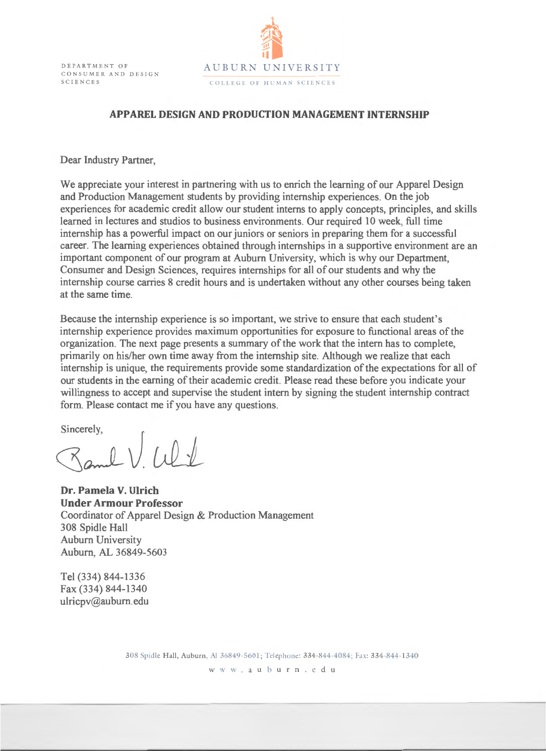DEPARTMENT OF CONSUMER AND DESIGN SCIENCES

AUBURN UNIVERSITY

COLLEGE OF HUMAN SCIENCES

## APPAREL DESIGN AND PRODUCTION MANAGEMENT INTERNSHIP

Dear Industry Partner,

We appreciate your interest in partnering with us to enrich the learning of our Apparel Design and Production Management students by providing internship experiences. On the job experiences for academic credit allow our student interns to apply concepts, principles, and skills learned in lectures and studios to business environments. Our required 10 week, full time internship has a powerful impact on our juniors or seniors in preparing them for a successful career. The learning experiences obtained through internships in a supportive environment are an important component of our program at Auburn University, which is why our Department, Consumer and Design Sciences, requires internships for all of our students and why the internship course carries 8 credit hours and is undertaken without any other courses being taken at the same time.

Because the internship experience is so important, we strive to ensure that each student's internship experience provides maximum opportunities for exposure to functional areas of the organization. The next page presents a summary of the work that the intern has to complete, primarily on his/her own time away from the internship site. Although we realize that each internship is unique, the requirements provide some standardization of the expectations for all of our students in the earning of their academic credit. Please read these before you indicate your willingness to accept and supervise the student intern by signing the student internship contract form. Please contact me if you have any questions.

Sincerely,

**Dr. Pamela V. Ulrich**
**Under Armour Professor**
Coordinator of Apparel Design & Production Management
308 Spidle Hall
Auburn University
Auburn, AL 36849-5603

Tel (334) 844-1336
Fax (334) 844-1340
ulricpv@auburn.edu

308 Spidle Hall, Auburn, Al 36849-5601; Telephone: 334-844-4084; Fax: 334-844-1340
www.auburn.edu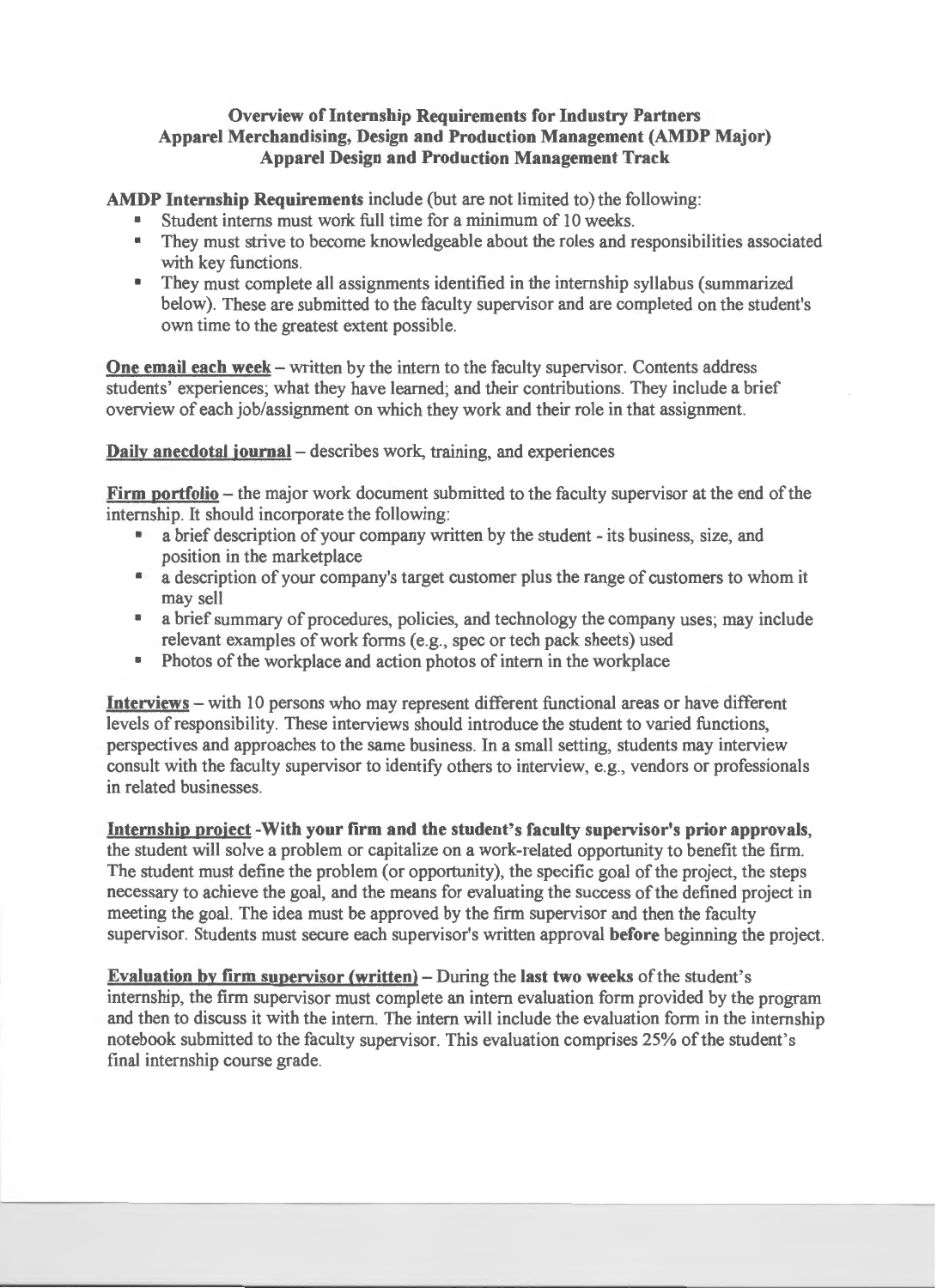**Overview of Internship Requirements for Industry Partners**
**Apparel Merchandising, Design and Production Management (AMDP Major)**
**Apparel Design and Production Management Track**

**AMDP Internship Requirements** include (but are not limited to) the following:

- Student interns must work full time for a minimum of 10 weeks.
- They must strive to become knowledgeable about the roles and responsibilities associated with key functions.
- They must complete all assignments identified in the internship syllabus (summarized below). These are submitted to the faculty supervisor and are completed on the student's own time to the greatest extent possible.

**One email each week** – written by the intern to the faculty supervisor. Contents address students' experiences; what they have learned; and their contributions. They include a brief overview of each job/assignment on which they work and their role in that assignment.

**Daily anecdotal journal** – describes work, training, and experiences

**Firm portfolio** – the major work document submitted to the faculty supervisor at the end of the internship. It should incorporate the following:

- a brief description of your company written by the student - its business, size, and position in the marketplace
- a description of your company's target customer plus the range of customers to whom it may sell
- a brief summary of procedures, policies, and technology the company uses; may include relevant examples of work forms (e.g., spec or tech pack sheets) used
- Photos of the workplace and action photos of intern in the workplace

**Interviews** – with 10 persons who may represent different functional areas or have different levels of responsibility. These interviews should introduce the student to varied functions, perspectives and approaches to the same business. In a small setting, students may interview consult with the faculty supervisor to identify others to interview, e.g., vendors or professionals in related businesses.

**Internship project** -**With your firm and the student's faculty supervisor's prior approvals**, the student will solve a problem or capitalize on a work-related opportunity to benefit the firm. The student must define the problem (or opportunity), the specific goal of the project, the steps necessary to achieve the goal, and the means for evaluating the success of the defined project in meeting the goal. The idea must be approved by the firm supervisor and then the faculty supervisor. Students must secure each supervisor's written approval **before** beginning the project.

**Evaluation by firm supervisor (written)** – During the **last two weeks** of the student's internship, the firm supervisor must complete an intern evaluation form provided by the program and then to discuss it with the intern. The intern will include the evaluation form in the internship notebook submitted to the faculty supervisor. This evaluation comprises 25% of the student's final internship course grade.